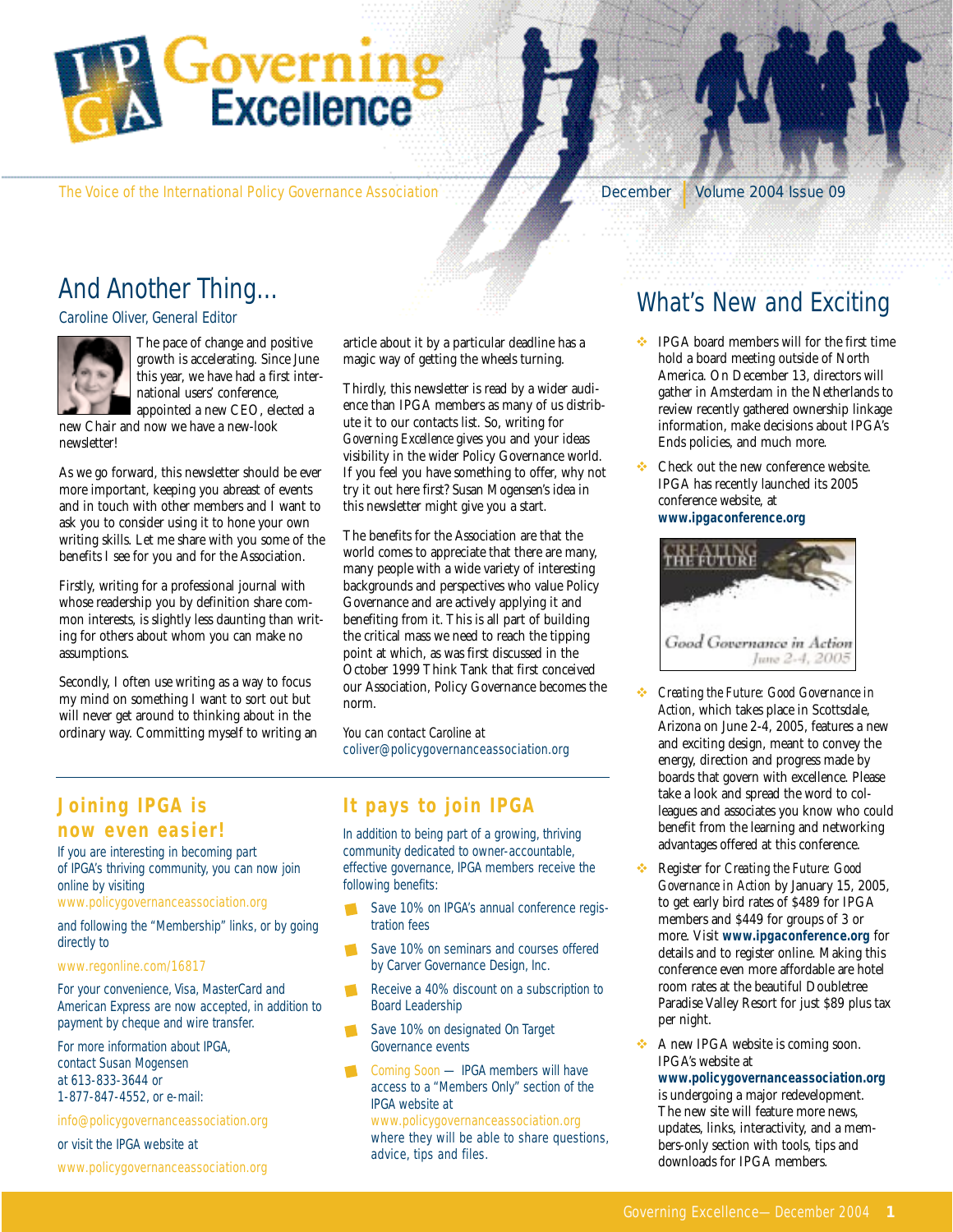# Governing Excellence

The Voice of the International Policy Governance Association

December | Volume 2004 Issue 09

## And Another Thing…

Caroline Oliver, General Editor

The pace of change and positive growth is accelerating. Since June this year, we have had a first international users' conference, appointed a new CEO, elected a new Chair and now we have a new-look newsletter!

As we go forward, this newsletter should be ever more important, keeping you abreast of events and in touch with other members and I want to ask you to consider using it to hone your own writing skills. Let me share with you some of the benefits I see for you and for the Association.

Firstly, writing for a professional journal with whose readership you by definition share common interests, is slightly less daunting than writing for others about whom you can make no assumptions.

Secondly, I often use writing as a way to focus my mind on something I want to sort out but will never get around to thinking about in the ordinary way. Committing myself to writing an article about it by a particular deadline has a magic way of getting the wheels turning.

Thirdly, this newsletter is read by a wider audience than IPGA members as many of us distribute it to our contacts list. So, writing for *Governing Excellence* gives you and your ideas visibility in the wider Policy Governance world. If you feel you have something to offer, why not try it out here first? Susan Mogensen's idea in this newsletter might give you a start.

The benefits for the Association are that the world comes to appreciate that there are many, many people with a wide variety of interesting backgrounds and perspectives who value Policy Governance and are actively applying it and benefiting from it. This is all part of building the critical mass we need to reach the tipping point at which, as was first discussed in the October 1999 Think Tank that first conceived our Association, Policy Governance becomes the norm.

*You can contact Caroline at* coliver@policygovernanceassociation.org

## Joining IPGA is now even easier!

If you are interesting in becoming part of IPGA's thriving community, you can now join online by visiting www.policygovernanceassociation.org

and following the "Membership" links, or by going directly to

www.regonline.com/16817

For your convenience, Visa, MasterCard and American Express are now accepted, in addition to payment by cheque and wire transfer.

For more information about IPGA, contact Susan Mogensen at 613-833-3644 or 1-877-847-4552, or e-mail:

info@policygovernanceassociation.org

or visit the IPGA website at

www.policygovernanceassociation.org

## It pays to join IPGA

In addition to being part of a growing, thriving community dedicated to owner-accountable, effective governance, IPGA members receive the following benefits:

- Save 10% on IPGA's annual conference registration fees
- Save 10% on seminars and courses offered by Carver Governance Design, Inc.
- Receive a 40% discount on a subscription to Board Leadership
- Save 10% on designated On Target Governance events
- Coming Soon — IPGA members will have access to a "Members Only" section of the IPGA website at www.policygovernanceassociation.org where they will be able to share questions, advice, tips and files.

## What's New and Exciting

- IPGA board members will for the first time hold a board meeting outside of North America. On December 13, directors will gather in Amsterdam in the Netherlands to review recently gathered ownership linkage information, make decisions about IPGA's Ends policies, and much more.
- Check out the new conference website. IPGA has recently launched its 2005 conference website, at **www.ipgaconference.org**

  CREATING THE FUTURE — Good Governance in Action — June 2-4, 2005

- *Creating the Future: Good Governance in Action*, which takes place in Scottsdale, Arizona on June 2-4, 2005, features a new and exciting design, meant to convey the energy, direction and progress made by boards that govern with excellence. Please take a look and spread the word to colleagues and associates you know who could benefit from the learning and networking advantages offered at this conference.
- Register for *Creating the Future: Good Governance in Action* by January 15, 2005, to get early bird rates of $489 for IPGA members and $449 for groups of 3 or more. Visit **www.ipgaconference.org** for details and to register online. Making this conference even more affordable are hotel room rates at the beautiful Doubletree Paradise Valley Resort for just $89 plus tax per night.
- A new IPGA website is coming soon. IPGA's website at **www.policygovernanceassociation.org** is undergoing a major redevelopment. The new site will feature more news, updates, links, interactivity, and a members-only section with tools, tips and downloads for IPGA members.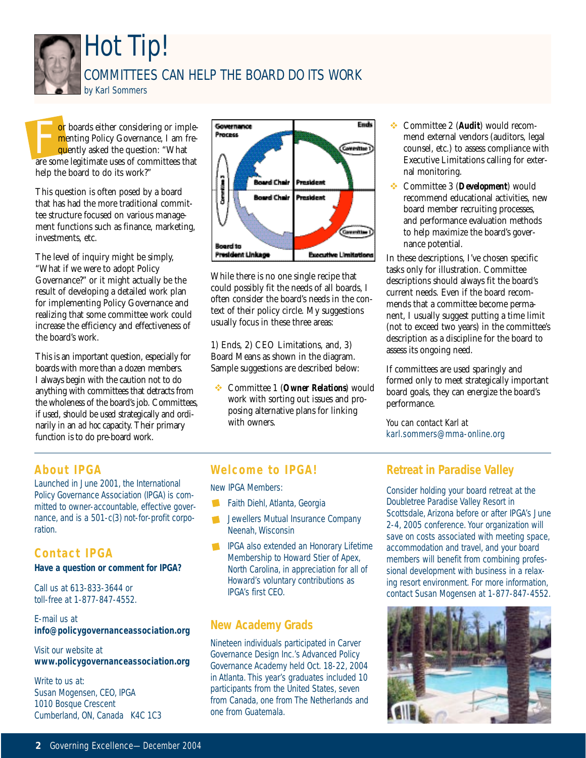# Hot Tip!

## COMMITTEES CAN HELP THE BOARD DO ITS WORK

by Karl Sommers

For boards either considering or implementing Policy Governance, I am frequently asked the question: "What are some legitimate uses of committees that help the board to do its work?"

This question is often posed by a board that has had the more traditional committee structure focused on various management functions such as finance, marketing, investments, etc.

The level of inquiry might be simply, "What if we were to adopt Policy Governance?" or it might actually be the result of developing a detailed work plan for implementing Policy Governance and realizing that some committee work could increase the efficiency and effectiveness of the board's work.

This is an important question, especially for boards with more than a dozen members. I always begin with the caution not to do anything with committees that detracts from the wholeness of the board's job. Committees, if used, should be used strategically and ordinarily in an *ad hoc* capacity. Their primary function is to do pre-board work.

While there is no one single recipe that could possibly fit the needs of all boards, I often consider the board's needs in the context of their policy circle. My suggestions usually focus in these three areas:

1) Ends, 2) CEO Limitations, and, 3) Board Means as shown in the diagram. Sample suggestions are described below:

- Committee 1 (**Owner Relations**) would work with sorting out issues and proposing alternative plans for linking with owners.
- Committee 2 (**Audit**) would recommend external vendors (auditors, legal counsel, etc.) to assess compliance with Executive Limitations calling for external monitoring.
- Committee 3 (**Development**) would recommend educational activities, new board member recruiting processes, and performance evaluation methods to help maximize the board's governance potential.

In these descriptions, I've chosen specific tasks only for illustration. Committee descriptions should always fit the board's current needs. Even if the board recommends that a committee become permanent, I usually suggest putting a time limit (not to exceed two years) in the committee's description as a discipline for the board to assess its ongoing need.

If committees are used sparingly and formed only to meet strategically important board goals, they can energize the board's performance.

*You can contact Karl at* karl.sommers@mma-online.org

## About IPGA

Launched in June 2001, the International Policy Governance Association (IPGA) is committed to owner-accountable, effective governance, and is a 501-c(3) not-for-profit corporation.

## Contact IPGA

**Have a question or comment for IPGA?**

Call us at 613-833-3644 or toll-free at 1-877-847-4552.

E-mail us at **info@policygovernanceassociation.org**

Visit our website at **www.policygovernanceassociation.org**

Write to us at:
Susan Mogensen, CEO, IPGA
1010 Bosque Crescent
Cumberland, ON, Canada K4C 1C3

## Welcome to IPGA!

New IPGA Members:

- Faith Diehl, Atlanta, Georgia
- Jewellers Mutual Insurance Company Neenah, Wisconsin
- IPGA also extended an Honorary Lifetime Membership to Howard Stier of Apex, North Carolina, in appreciation for all of Howard's voluntary contributions as IPGA's first CEO.

## New Academy Grads

Nineteen individuals participated in Carver Governance Design Inc.'s Advanced Policy Governance Academy held Oct. 18-22, 2004 in Atlanta. This year's graduates included 10 participants from the United States, seven from Canada, one from The Netherlands and one from Guatemala.

## Retreat in Paradise Valley

Consider holding your board retreat at the Doubletree Paradise Valley Resort in Scottsdale, Arizona before or after IPGA's June 2-4, 2005 conference. Your organization will save on costs associated with meeting space, accommodation and travel, and your board members will benefit from combining professional development with business in a relaxing resort environment. For more information, contact Susan Mogensen at 1-877-847-4552.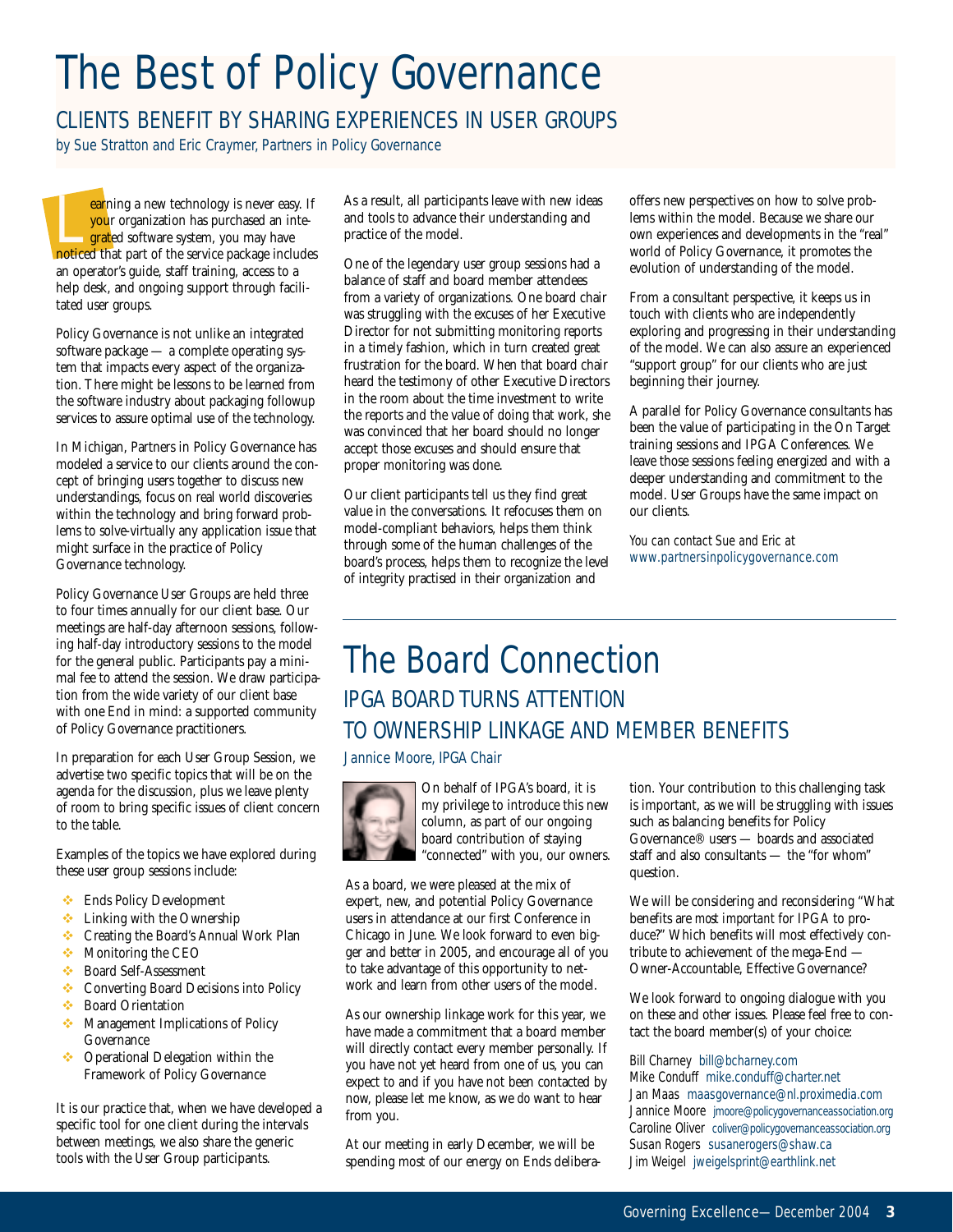# The Best of Policy Governance

## CLIENTS BENEFIT BY SHARING EXPERIENCES IN USER GROUPS

*by Sue Stratton and Eric Craymer, Partners in Policy Governance*

Learning a new technology is never easy. If your organization has purchased an integrated software system, you may have noticed that part of the service package includes an operator's guide, staff training, access to a help desk, and ongoing support through facilitated user groups.

Policy Governance is not unlike an integrated software package — a complete operating system that impacts every aspect of the organization. There might be lessons to be learned from the software industry about packaging followup services to assure optimal use of the technology.

In Michigan, Partners in Policy Governance has modeled a service to our clients around the concept of bringing users together to discuss new understandings, focus on real world discoveries within the technology and bring forward problems to solve-virtually any application issue that might surface in the practice of Policy Governance technology.

Policy Governance User Groups are held three to four times annually for our client base. Our meetings are half-day afternoon sessions, following half-day introductory sessions to the model for the general public. Participants pay a minimal fee to attend the session. We draw participation from the wide variety of our client base with one End in mind: a supported community of Policy Governance practitioners.

In preparation for each User Group Session, we advertise two specific topics that will be on the agenda for the discussion, plus we leave plenty of room to bring specific issues of client concern to the table.

Examples of the topics we have explored during these user group sessions include:

- Ends Policy Development
- Linking with the Ownership
- Creating the Board's Annual Work Plan
- Monitoring the CEO
- Board Self-Assessment
- Converting Board Decisions into Policy
- Board Orientation
- Management Implications of Policy Governance
- Operational Delegation within the Framework of Policy Governance

It is our practice that, when we have developed a specific tool for one client during the intervals between meetings, we also share the generic tools with the User Group participants.

As a result, all participants leave with new ideas and tools to advance their understanding and practice of the model.

One of the legendary user group sessions had a balance of staff and board member attendees from a variety of organizations. One board chair was struggling with the excuses of her Executive Director for not submitting monitoring reports in a timely fashion, which in turn created great frustration for the board. When that board chair heard the testimony of other Executive Directors in the room about the time investment to write the reports and the value of doing that work, she was convinced that her board should no longer accept those excuses and should ensure that proper monitoring was done.

Our client participants tell us they find great value in the conversations. It refocuses them on model-compliant behaviors, helps them think through some of the human challenges of the board's process, helps them to recognize the level of integrity practised in their organization and offers new perspectives on how to solve problems within the model. Because we share our own experiences and developments in the "real" world of Policy Governance, it promotes the evolution of understanding of the model.

From a consultant perspective, it keeps us in touch with clients who are independently exploring and progressing in their understanding of the model. We can also assure an experienced "support group" for our clients who are just beginning their journey.

A parallel for Policy Governance consultants has been the value of participating in the On Target training sessions and IPGA Conferences. We leave those sessions feeling energized and with a deeper understanding and commitment to the model. User Groups have the same impact on our clients.

*You can contact Sue and Eric at* www.partnersinpolicygovernance.com

# The Board Connection

## IPGA BOARD TURNS ATTENTION TO OWNERSHIP LINKAGE AND MEMBER BENEFITS

*Jannice Moore, IPGA Chair*

On behalf of IPGA's board, it is my privilege to introduce this new column, as part of our ongoing board contribution of staying "connected" with you, our owners.

As a board, we were pleased at the mix of expert, new, and potential Policy Governance users in attendance at our first Conference in Chicago in June. We look forward to even bigger and better in 2005, and encourage all of you to take advantage of this opportunity to network and learn from other users of the model.

As our ownership linkage work for this year, we have made a commitment that a board member will directly contact every member personally. If you have not yet heard from one of us, you can expect to and if you have not been contacted by now, please let me know, as we *do* want to hear from you.

At our meeting in early December, we will be spending most of our energy on Ends deliberation. Your contribution to this challenging task is important, as we will be struggling with issues such as balancing benefits for Policy Governance® users — boards and associated staff and also consultants — the "for whom" question.

We will be considering and reconsidering "What benefits are *most important* for IPGA to produce?" Which benefits will most effectively contribute to achievement of the mega-End — Owner-Accountable, Effective Governance?

We look forward to ongoing dialogue with you on these and other issues. Please feel free to contact the board member(s) of your choice:

Bill Charney bill@bcharney.com
Mike Conduff mike.conduff@charter.net
Jan Maas maasgovernance@nl.proximedia.com
Jannice Moore jmoore@policygovernanceassociation.org
Caroline Oliver coliver@policygovernanceassociation.org
Susan Rogers susanerogers@shaw.ca
Jim Weigel jweigelsprint@earthlink.net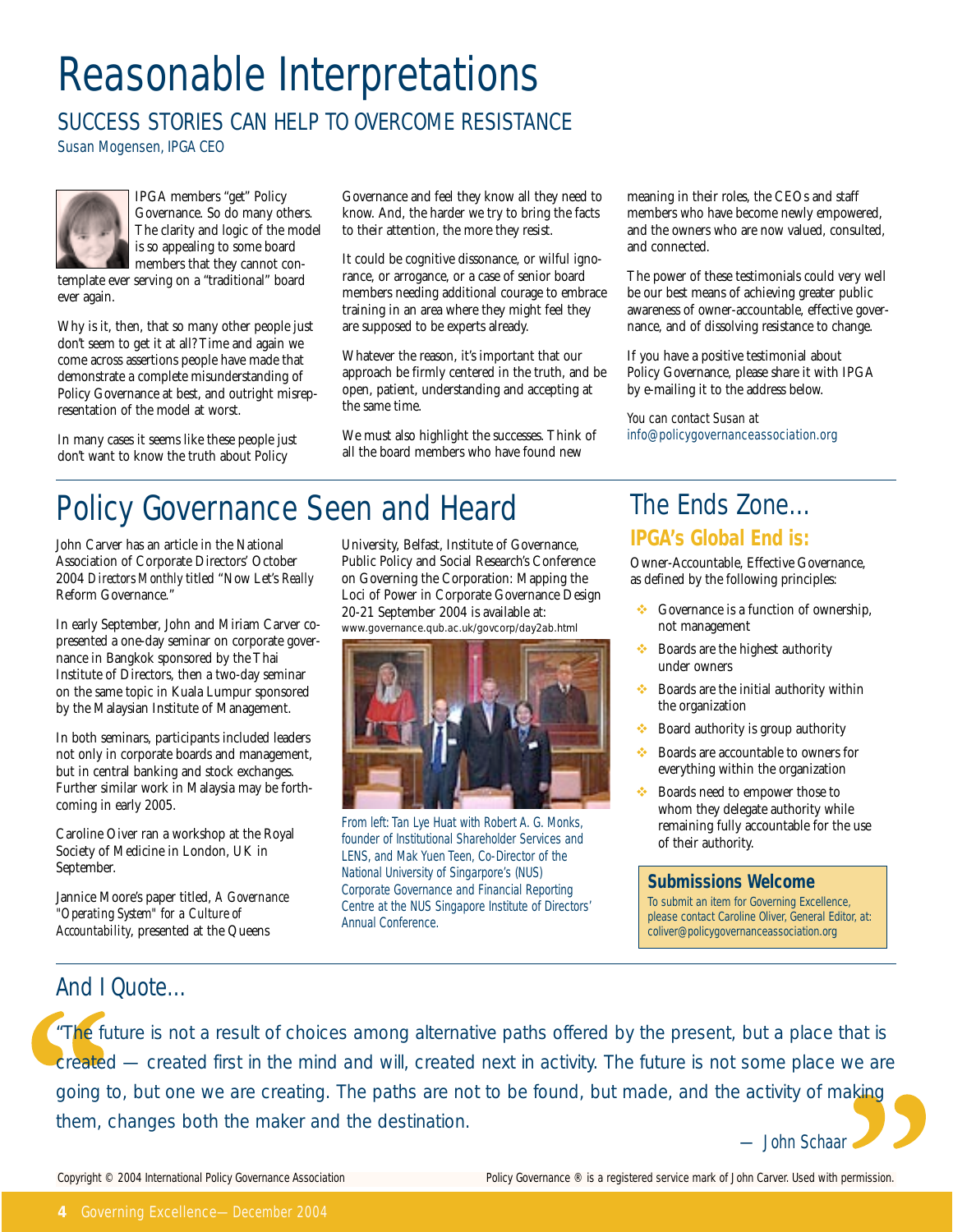# Reasonable Interpretations

## SUCCESS STORIES CAN HELP TO OVERCOME RESISTANCE

Susan Mogensen, IPGA CEO

IPGA members "get" Policy Governance. So do many others. The clarity and logic of the model is so appealing to some board members that they cannot contemplate ever serving on a "traditional" board ever again.

Why is it, then, that so many other people just don't seem to get it at all? Time and again we come across assertions people have made that demonstrate a complete misunderstanding of Policy Governance at best, and outright misrepresentation of the model at worst.

In many cases it seems like these people just don't want to know the truth about Policy Governance and feel they know all they need to know. And, the harder we try to bring the facts to their attention, the more they resist.

It could be cognitive dissonance, or wilful ignorance, or arrogance, or a case of senior board members needing additional courage to embrace training in an area where they might feel they are supposed to be experts already.

Whatever the reason, it's important that our approach be firmly centered in the truth, and be open, patient, understanding and accepting at the same time.

We must also highlight the successes. Think of all the board members who have found new meaning in their roles, the CEOs and staff members who have become newly empowered, and the owners who are now valued, consulted, and connected.

The power of these testimonials could very well be our best means of achieving greater public awareness of owner-accountable, effective governance, and of dissolving resistance to change.

If you have a positive testimonial about Policy Governance, please share it with IPGA by e-mailing it to the address below.

*You can contact Susan at* info@policygovernanceassociation.org

# Policy Governance Seen and Heard

John Carver has an article in the National Association of Corporate Directors' October 2004 *Directors Monthly* titled "Now Let's *Really* Reform Governance."

In early September, John and Miriam Carver co-presented a one-day seminar on corporate governance in Bangkok sponsored by the Thai Institute of Directors, then a two-day seminar on the same topic in Kuala Lumpur sponsored by the Malaysian Institute of Management.

In both seminars, participants included leaders not only in corporate boards and management, but in central banking and stock exchanges. Further similar work in Malaysia may be forthcoming in early 2005.

Caroline Oliver ran a workshop at the Royal Society of Medicine in London, UK in September.

Jannice Moore's paper titled, *A Governance "Operating System" for a Culture of Accountability*, presented at the Queens University, Belfast, Institute of Governance, Public Policy and Social Research's Conference on Governing the Corporation: Mapping the Loci of Power in Corporate Governance Design 20-21 September 2004 is available at: www.governance.qub.ac.uk/govcorp/day2ab.html

From left: Tan Lye Huat with Robert A. G. Monks, founder of Institutional Shareholder Services and LENS, and Mak Yuen Teen, Co-Director of the National University of Singapore's (NUS) Corporate Governance and Financial Reporting Centre at the NUS Singapore Institute of Directors' Annual Conference.

# The Ends Zone...

## IPGA's Global End is:

Owner-Accountable, Effective Governance, as defined by the following principles:

- Governance is a function of ownership, not management
- Boards are the highest authority under owners
- Boards are the initial authority within the organization
- Board authority is group authority
- Boards are accountable to owners for everything within the organization
- Boards need to empower those to whom they delegate authority while remaining fully accountable for the use of their authority.

**Submissions Welcome**

To submit an item for Governing Excellence, please contact Caroline Oliver, General Editor, at: coliver@policygovernanceassociation.org

# And I Quote...

"The future is not a result of choices among alternative paths offered by the present, but a place that is created — created first in the mind and will, created next in activity. The future is not some place we are going to, but one we are creating. The paths are not to be found, but made, and the activity of making them, changes both the maker and the destination.

— John Schaar

Copyright © 2004 International Policy Governance Association

Policy Governance ® is a registered service mark of John Carver. Used with permission.